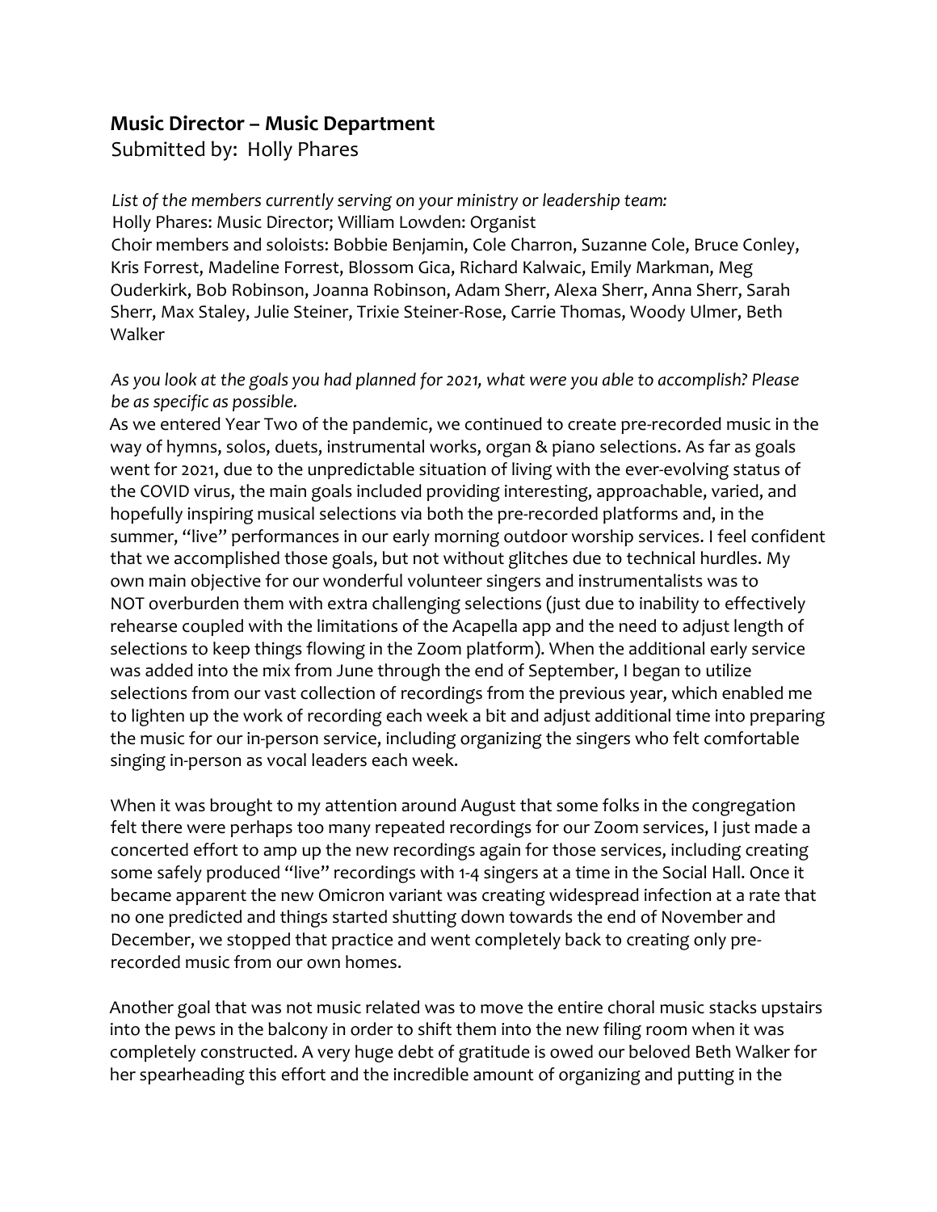## Music Director – Music Department

Submitted by: Holly Phares

*List of the members currently serving on your ministry or leadership team:*

Holly Phares: Music Director; William Lowden: Organist

Choir members and soloists: Bobbie Benjamin, Cole Charron, Suzanne Cole, Bruce Conley, Kris Forrest, Madeline Forrest, Blossom Gica, Richard Kalwaic, Emily Markman, Meg Ouderkirk, Bob Robinson, Joanna Robinson, Adam Sherr, Alexa Sherr, Anna Sherr, Sarah Sherr, Max Staley, Julie Steiner, Trixie Steiner-Rose, Carrie Thomas, Woody Ulmer, Beth Walker

*As you look at the goals you had planned for 2021, what were you able to accomplish? Please be as specific as possible.*

As we entered Year Two of the pandemic, we continued to create pre-recorded music in the way of hymns, solos, duets, instrumental works, organ & piano selections. As far as goals went for 2021, due to the unpredictable situation of living with the ever-evolving status of the COVID virus, the main goals included providing interesting, approachable, varied, and hopefully inspiring musical selections via both the pre-recorded platforms and, in the summer, "live" performances in our early morning outdoor worship services. I feel confident that we accomplished those goals, but not without glitches due to technical hurdles. My own main objective for our wonderful volunteer singers and instrumentalists was to NOT overburden them with extra challenging selections (just due to inability to effectively rehearse coupled with the limitations of the Acapella app and the need to adjust length of selections to keep things flowing in the Zoom platform). When the additional early service was added into the mix from June through the end of September, I began to utilize selections from our vast collection of recordings from the previous year, which enabled me to lighten up the work of recording each week a bit and adjust additional time into preparing the music for our in-person service, including organizing the singers who felt comfortable singing in-person as vocal leaders each week.

When it was brought to my attention around August that some folks in the congregation felt there were perhaps too many repeated recordings for our Zoom services, I just made a concerted effort to amp up the new recordings again for those services, including creating some safely produced "live" recordings with 1-4 singers at a time in the Social Hall. Once it became apparent the new Omicron variant was creating widespread infection at a rate that no one predicted and things started shutting down towards the end of November and December, we stopped that practice and went completely back to creating only pre-recorded music from our own homes.

Another goal that was not music related was to move the entire choral music stacks upstairs into the pews in the balcony in order to shift them into the new filing room when it was completely constructed. A very huge debt of gratitude is owed our beloved Beth Walker for her spearheading this effort and the incredible amount of organizing and putting in the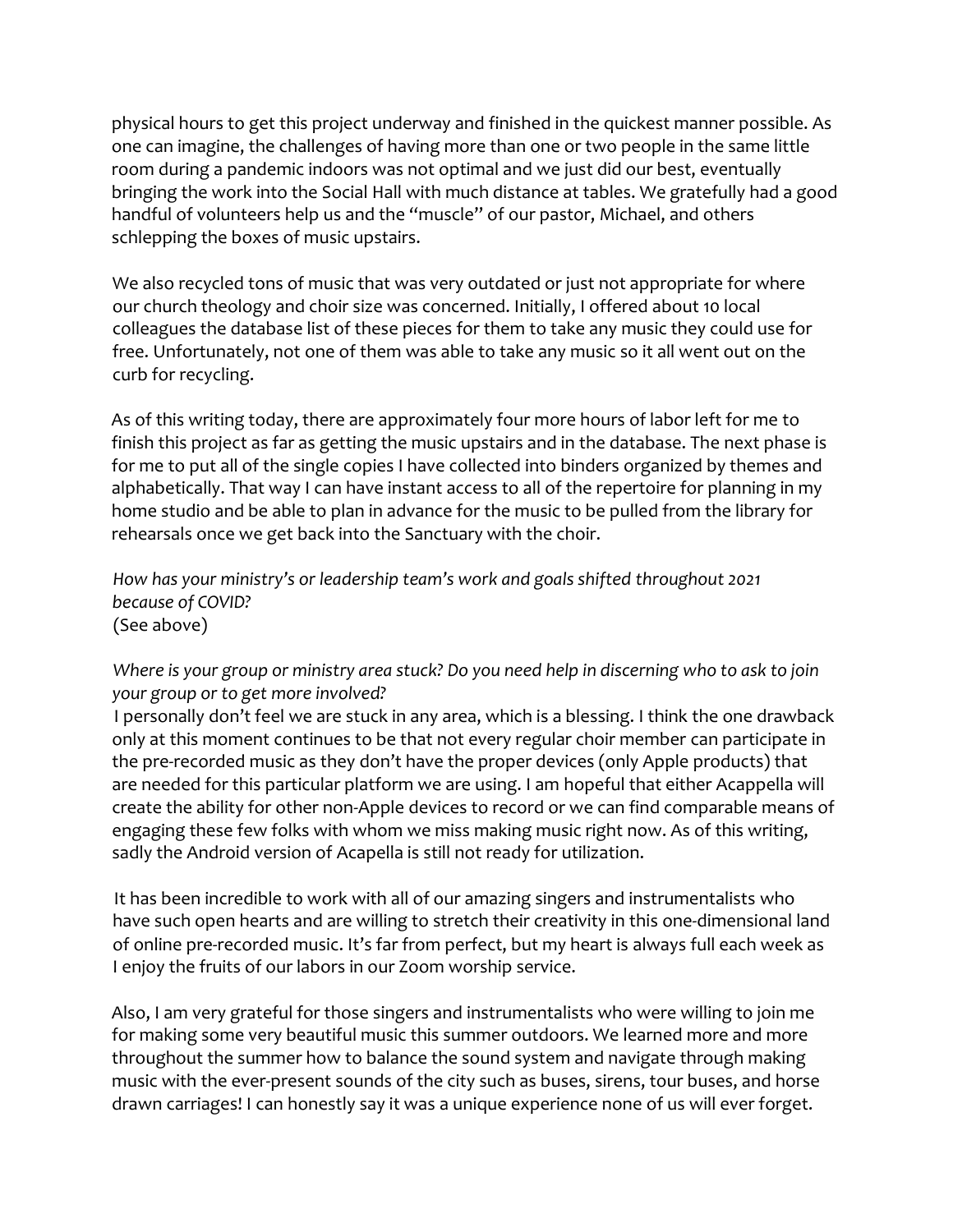physical hours to get this project underway and finished in the quickest manner possible. As one can imagine, the challenges of having more than one or two people in the same little room during a pandemic indoors was not optimal and we just did our best, eventually bringing the work into the Social Hall with much distance at tables. We gratefully had a good handful of volunteers help us and the "muscle" of our pastor, Michael, and others schlepping the boxes of music upstairs.

We also recycled tons of music that was very outdated or just not appropriate for where our church theology and choir size was concerned. Initially, I offered about 10 local colleagues the database list of these pieces for them to take any music they could use for free. Unfortunately, not one of them was able to take any music so it all went out on the curb for recycling.

As of this writing today, there are approximately four more hours of labor left for me to finish this project as far as getting the music upstairs and in the database. The next phase is for me to put all of the single copies I have collected into binders organized by themes and alphabetically. That way I can have instant access to all of the repertoire for planning in my home studio and be able to plan in advance for the music to be pulled from the library for rehearsals once we get back into the Sanctuary with the choir.

*How has your ministry's or leadership team's work and goals shifted throughout 2021 because of COVID?*
(See above)

*Where is your group or ministry area stuck? Do you need help in discerning who to ask to join your group or to get more involved?*
I personally don't feel we are stuck in any area, which is a blessing. I think the one drawback only at this moment continues to be that not every regular choir member can participate in the pre-recorded music as they don't have the proper devices (only Apple products) that are needed for this particular platform we are using. I am hopeful that either Acappella will create the ability for other non-Apple devices to record or we can find comparable means of engaging these few folks with whom we miss making music right now. As of this writing, sadly the Android version of Acapella is still not ready for utilization.

It has been incredible to work with all of our amazing singers and instrumentalists who have such open hearts and are willing to stretch their creativity in this one-dimensional land of online pre-recorded music. It's far from perfect, but my heart is always full each week as I enjoy the fruits of our labors in our Zoom worship service.

Also, I am very grateful for those singers and instrumentalists who were willing to join me for making some very beautiful music this summer outdoors. We learned more and more throughout the summer how to balance the sound system and navigate through making music with the ever-present sounds of the city such as buses, sirens, tour buses, and horse drawn carriages! I can honestly say it was a unique experience none of us will ever forget.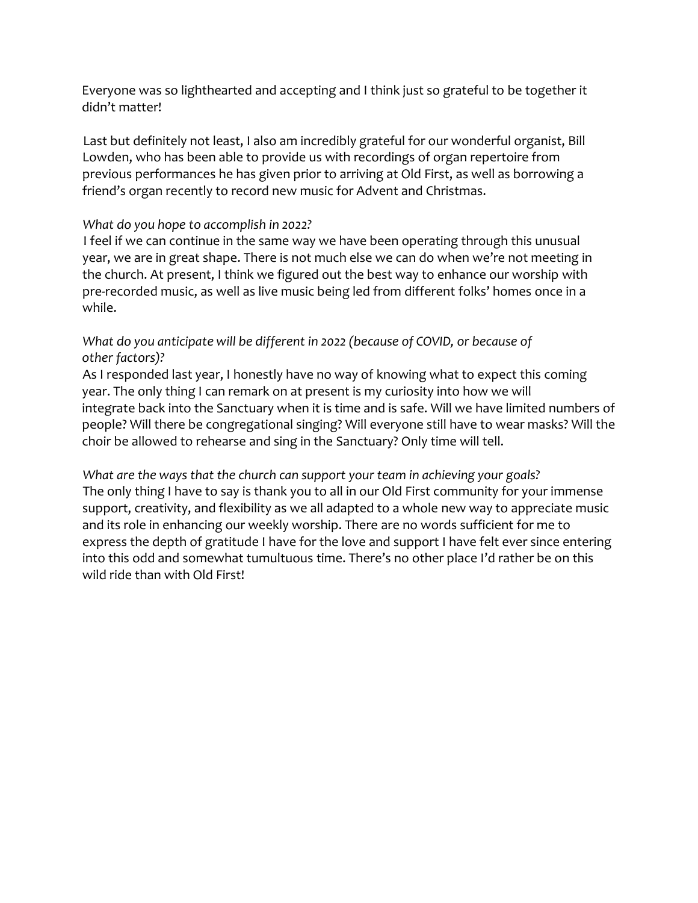Everyone was so lighthearted and accepting and I think just so grateful to be together it didn't matter!

Last but definitely not least, I also am incredibly grateful for our wonderful organist, Bill Lowden, who has been able to provide us with recordings of organ repertoire from previous performances he has given prior to arriving at Old First, as well as borrowing a friend's organ recently to record new music for Advent and Christmas.

*What do you hope to accomplish in 2022?*

I feel if we can continue in the same way we have been operating through this unusual year, we are in great shape. There is not much else we can do when we're not meeting in the church. At present, I think we figured out the best way to enhance our worship with pre-recorded music, as well as live music being led from different folks' homes once in a while.

*What do you anticipate will be different in 2022 (because of COVID, or because of other factors)?*

As I responded last year, I honestly have no way of knowing what to expect this coming year. The only thing I can remark on at present is my curiosity into how we will integrate back into the Sanctuary when it is time and is safe. Will we have limited numbers of people? Will there be congregational singing? Will everyone still have to wear masks? Will the choir be allowed to rehearse and sing in the Sanctuary? Only time will tell.

*What are the ways that the church can support your team in achieving your goals?*

The only thing I have to say is thank you to all in our Old First community for your immense support, creativity, and flexibility as we all adapted to a whole new way to appreciate music and its role in enhancing our weekly worship. There are no words sufficient for me to express the depth of gratitude I have for the love and support I have felt ever since entering into this odd and somewhat tumultuous time. There's no other place I'd rather be on this wild ride than with Old First!